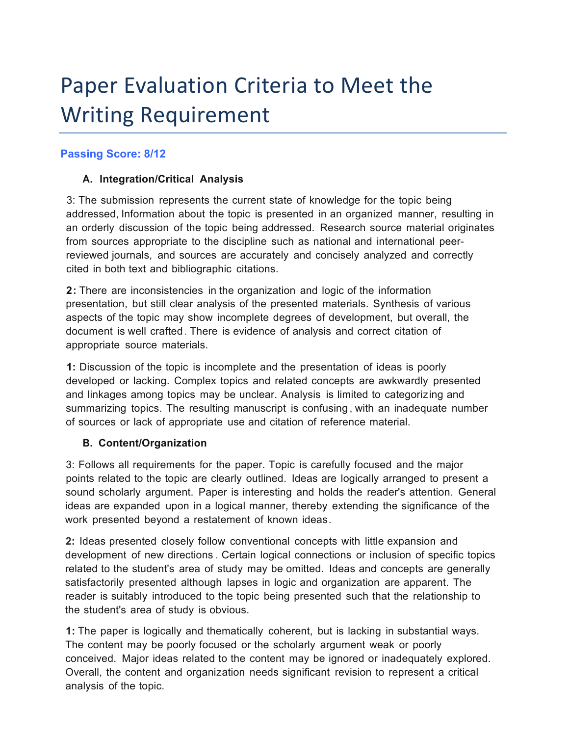# Paper Evaluation Criteria to Meet the Writing Requirement

**Passing Score: 8/12**

**A. Integration/Critical Analysis**

3: The submission represents the current state of knowledge for the topic being addressed, Information about the topic is presented in an organized manner, resulting in an orderly discussion of the topic being addressed. Research source material originates from sources appropriate to the discipline such as national and international peer-reviewed journals, and sources are accurately and concisely analyzed and correctly cited in both text and bibliographic citations.

**2:** There are inconsistencies in the organization and logic of the information presentation, but still clear analysis of the presented materials. Synthesis of various aspects of the topic may show incomplete degrees of development, but overall, the document is well crafted. There is evidence of analysis and correct citation of appropriate source materials.

**1:** Discussion of the topic is incomplete and the presentation of ideas is poorly developed or lacking. Complex topics and related concepts are awkwardly presented and linkages among topics may be unclear. Analysis is limited to categorizing and summarizing topics. The resulting manuscript is confusing, with an inadequate number of sources or lack of appropriate use and citation of reference material.

**B. Content/Organization**

3: Follows all requirements for the paper. Topic is carefully focused and the major points related to the topic are clearly outlined. Ideas are logically arranged to present a sound scholarly argument. Paper is interesting and holds the reader's attention. General ideas are expanded upon in a logical manner, thereby extending the significance of the work presented beyond a restatement of known ideas.

**2:** Ideas presented closely follow conventional concepts with little expansion and development of new directions. Certain logical connections or inclusion of specific topics related to the student's area of study may be omitted. Ideas and concepts are generally satisfactorily presented although lapses in logic and organization are apparent. The reader is suitably introduced to the topic being presented such that the relationship to the student's area of study is obvious.

**1:** The paper is logically and thematically coherent, but is lacking in substantial ways. The content may be poorly focused or the scholarly argument weak or poorly conceived. Major ideas related to the content may be ignored or inadequately explored. Overall, the content and organization needs significant revision to represent a critical analysis of the topic.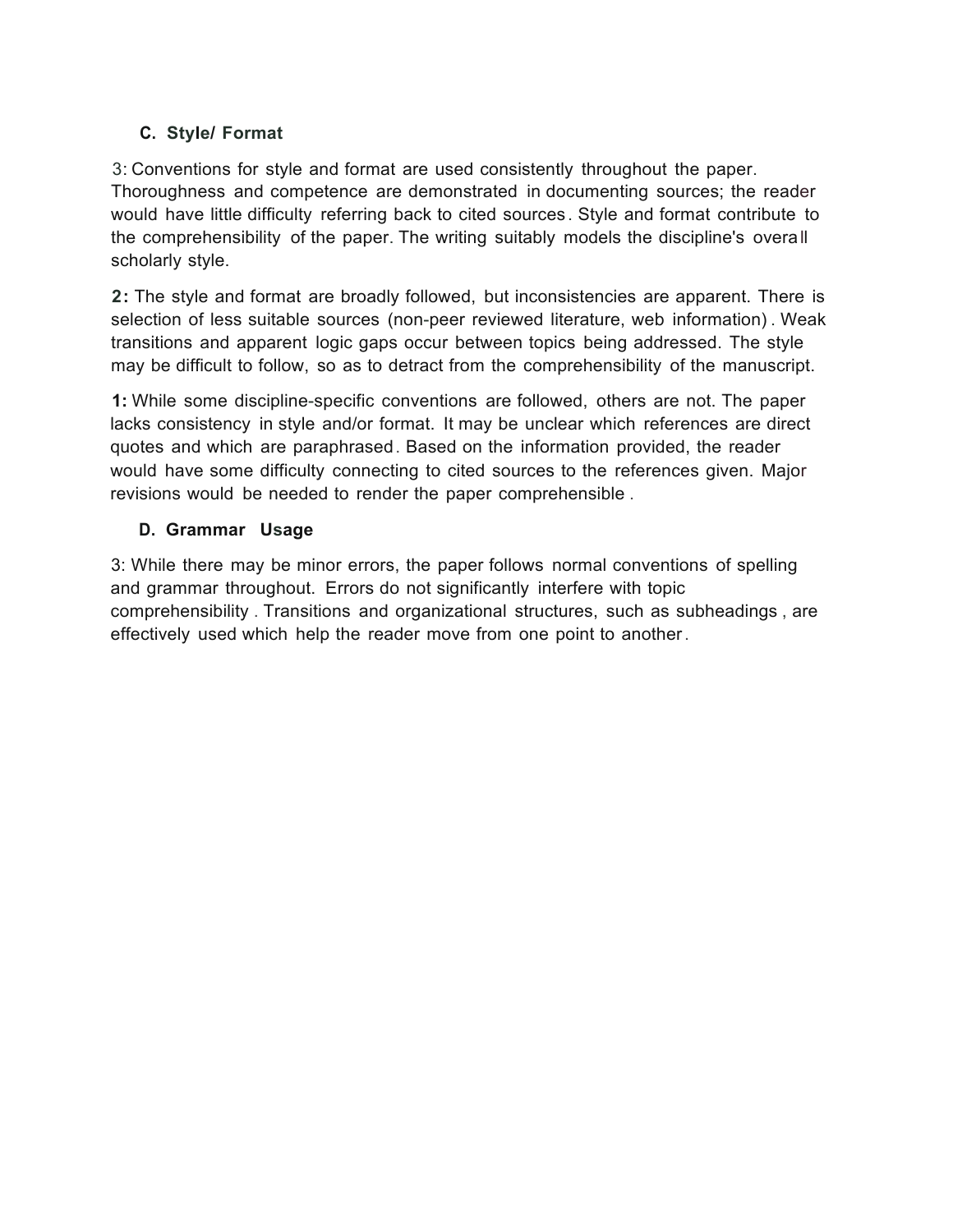### C. Style/ Format

3: Conventions for style and format are used consistently throughout the paper. Thoroughness and competence are demonstrated in documenting sources; the reader would have little difficulty referring back to cited sources. Style and format contribute to the comprehensibility of the paper. The writing suitably models the discipline's overall scholarly style.

**2:** The style and format are broadly followed, but inconsistencies are apparent. There is selection of less suitable sources (non-peer reviewed literature, web information). Weak transitions and apparent logic gaps occur between topics being addressed. The style may be difficult to follow, so as to detract from the comprehensibility of the manuscript.

**1:** While some discipline-specific conventions are followed, others are not. The paper lacks consistency in style and/or format. It may be unclear which references are direct quotes and which are paraphrased. Based on the information provided, the reader would have some difficulty connecting to cited sources to the references given. Major revisions would be needed to render the paper comprehensible.

### D. Grammar Usage

3: While there may be minor errors, the paper follows normal conventions of spelling and grammar throughout. Errors do not significantly interfere with topic comprehensibility. Transitions and organizational structures, such as subheadings, are effectively used which help the reader move from one point to another.